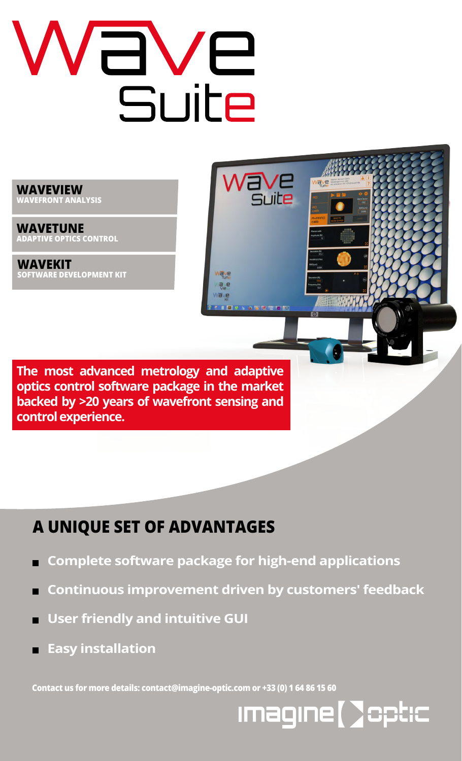# Wave Suite

**WAVEVIEW**
**WAVEFRONT ANALYSIS**

**WAVETUNE**
**ADAPTIVE OPTICS CONTROL**

**WAVEKIT**
**SOFTWARE DEVELOPMENT KIT**

**The most advanced metrology and adaptive optics control software package in the market backed by >20 years of wavefront sensing and control experience.**

## A UNIQUE SET OF ADVANTAGES

- **Complete software package for high-end applications**
- **Continuous improvement driven by customers' feedback**
- **User friendly and intuitive GUI**
- **Easy installation**

**Contact us for more details: contact@imagine-optic.com or +33 (0) 1 64 86 15 60**

imagine optic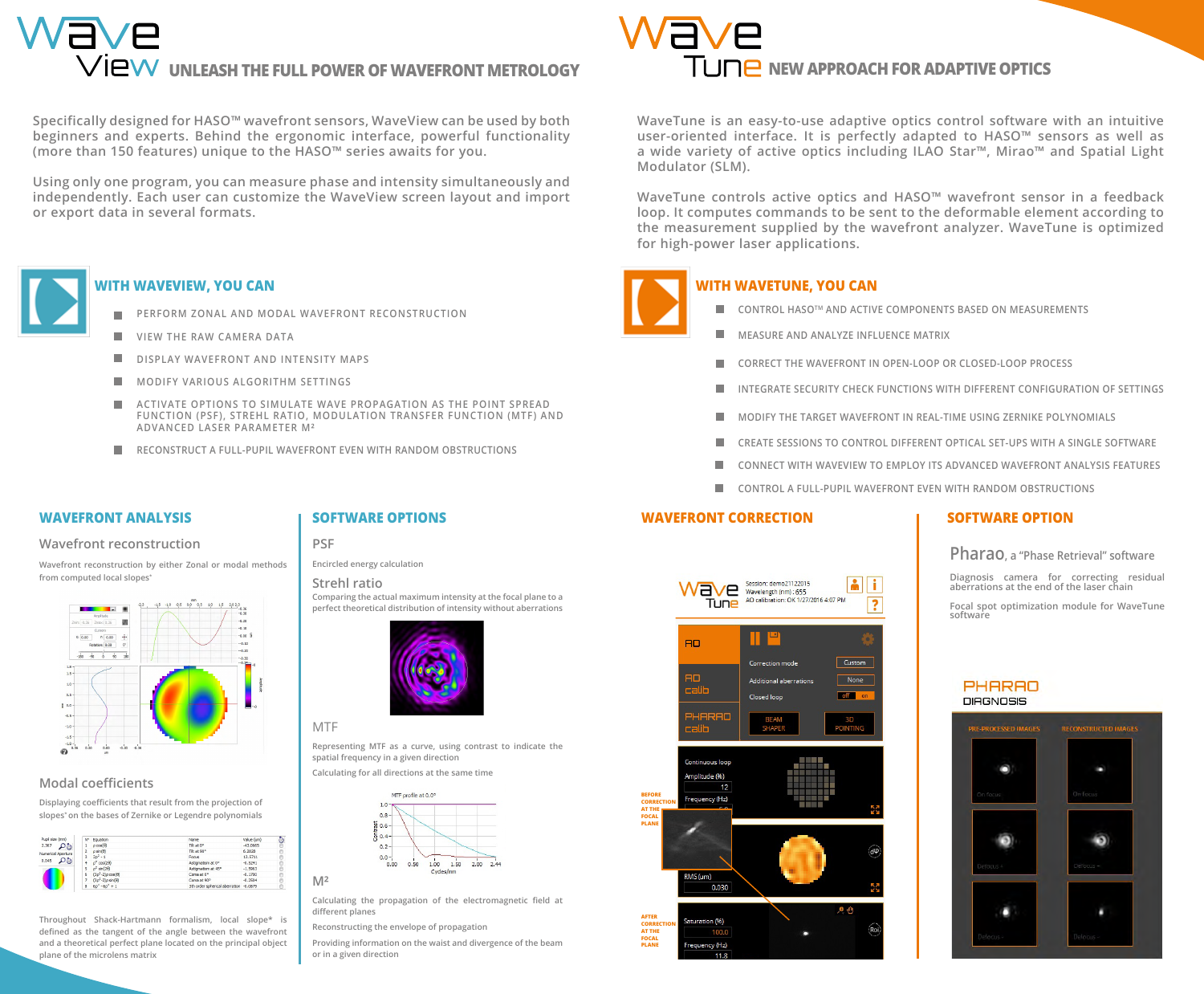# WaveView — UNLEASH THE FULL POWER OF WAVEFRONT METROLOGY

Specifically designed for HASO™ wavefront sensors, WaveView can be used by both beginners and experts. Behind the ergonomic interface, powerful functionality (more than 150 features) unique to the HASO™ series awaits for you.

Using only one program, you can measure phase and intensity simultaneously and independently. Each user can customize the WaveView screen layout and import or export data in several formats.

## WITH WAVEVIEW, YOU CAN

- PERFORM ZONAL AND MODAL WAVEFRONT RECONSTRUCTION
- VIEW THE RAW CAMERA DATA
- DISPLAY WAVEFRONT AND INTENSITY MAPS
- MODIFY VARIOUS ALGORITHM SETTINGS
- ACTIVATE OPTIONS TO SIMULATE WAVE PROPAGATION AS THE POINT SPREAD FUNCTION (PSF), STREHL RATIO, MODULATION TRANSFER FUNCTION (MTF) AND ADVANCED LASER PARAMETER M²
- RECONSTRUCT A FULL-PUPIL WAVEFRONT EVEN WITH RANDOM OBSTRUCTIONS

## WAVEFRONT ANALYSIS

### Wavefront reconstruction

Wavefront reconstruction by either Zonal or modal methods from computed local slopes*

### Modal coefficients

Displaying coefficients that result from the projection of slopes* on the bases of Zernike or Legendre polynomials

Throughout Shack-Hartmann formalism, local slope* is defined as the tangent of the angle between the wavefront and a theoretical perfect plane located on the focal plane of the microlens matrix

## SOFTWARE OPTIONS

### PSF

Encircled energy calculation

### Strehl ratio

Comparing the actual maximum intensity at the focal plane to a perfect theoretical distribution of intensity without aberrations

### MTF

Representing MTF as a curve, using contrast to indicate the spatial frequency in a given direction

Calculating for all directions at the same time

### M²

Calculating the propagation of the electromagnetic field at different planes

Reconstructing the envelope of propagation

Providing information on the waist and divergence of the beam or in a given direction

# WaveTune — NEW APPROACH FOR ADAPTIVE OPTICS

WaveTune is an easy-to-use adaptive optics control software with an intuitive user-oriented interface. It is perfectly adapted to HASO™ sensors as well as a wide variety of active optics including ILAO Star™, Mirao™ and Spatial Light Modulator (SLM).

WaveTune controls active optics and HASO™ wavefront sensor in a feedback loop. It computes commands to be sent to the deformable element according to the measurement supplied by the wavefront analyzer. WaveTune is optimized for high-power laser applications.

## WITH WAVETUNE, YOU CAN

- CONTROL HASO™ AND ACTIVE COMPONENTS BASED ON MEASUREMENTS
- MEASURE AND ANALYZE INFLUENCE MATRIX
- CORRECT THE WAVEFRONT IN OPEN-LOOP OR CLOSED-LOOP PROCESS
- INTEGRATE SECURITY CHECK FUNCTIONS WITH DIFFERENT CONFIGURATION OF SETTINGS
- MODIFY THE TARGET WAVEFRONT IN REAL-TIME USING ZERNIKE POLYNOMIALS
- CREATE SESSIONS TO CONTROL DIFFERENT OPTICAL SET-UPS WITH A SINGLE SOFTWARE
- CONNECT WITH WAVEVIEW TO EMPLOY ITS ADVANCED WAVEFRONT ANALYSIS FEATURES
- CONTROL A FULL-PUPIL WAVEFRONT EVEN WITH RANDOM OBSTRUCTIONS

## WAVEFRONT CORRECTION

BEFORE CORRECTION AT THE FOCAL PLANE

AFTER CORRECTION AT THE FOCAL PLANE

## SOFTWARE OPTION

### Pharao, a "Phase Retrieval" software

Diagnosis camera for correcting residual aberrations at the end of the laser chain

Focal spot optimization module for WaveTune software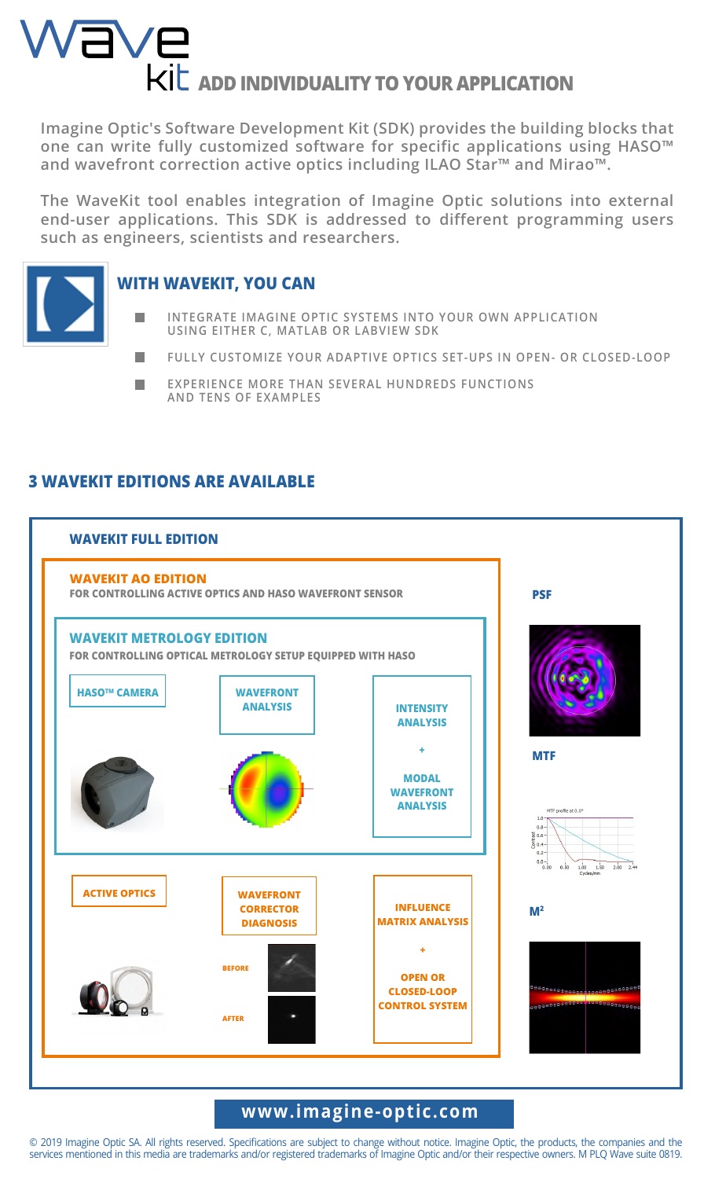# WaveKit ADD INDIVIDUALITY TO YOUR APPLICATION

**Imagine Optic's Software Development Kit (SDK) provides the building blocks that one can write fully customized software for specific applications using HASO™ and wavefront correction active optics including ILAO Star™ and Mirao™.**

**The WaveKit tool enables integration of Imagine Optic solutions into external end-user applications. This SDK is addressed to different programming users such as engineers, scientists and researchers.**

## WITH WAVEKIT, YOU CAN

- INTEGRATE IMAGINE OPTIC SYSTEMS INTO YOUR OWN APPLICATION USING EITHER C, MATLAB OR LABVIEW SDK
- FULLY CUSTOMIZE YOUR ADAPTIVE OPTICS SET-UPS IN OPEN- OR CLOSED-LOOP
- EXPERIENCE MORE THAN SEVERAL HUNDREDS FUNCTIONS AND TENS OF EXAMPLES

## 3 WAVEKIT EDITIONS ARE AVAILABLE

### WAVEKIT FULL EDITION

#### WAVEKIT AO EDITION

**FOR CONTROLLING ACTIVE OPTICS AND HASO WAVEFRONT SENSOR**

#### WAVEKIT METROLOGY EDITION

**FOR CONTROLLING OPTICAL METROLOGY SETUP EQUIPPED WITH HASO**

- **HASO™ CAMERA**
- **WAVEFRONT ANALYSIS**
- **INTENSITY ANALYSIS + MODAL WAVEFRONT ANALYSIS**

- **ACTIVE OPTICS**
- **WAVEFRONT CORRECTOR DIAGNOSIS** (BEFORE / AFTER)
- **INFLUENCE MATRIX ANALYSIS + OPEN OR CLOSED-LOOP CONTROL SYSTEM**

**PSF**

**MTF**

MTF profile at 0.0°
Contrast
1.0
0.8
0.6
0.4
0.2
0.0
0.00 0.50 1.00 1.50 2.00 2.44
Cycles/mm

**M²**

**www.imagine-optic.com**

© 2019 Imagine Optic SA. All rights reserved. Specifications are subject to change without notice. Imagine Optic, the products, the companies and the services mentioned in this media are trademarks and/or registered trademarks of Imagine Optic and/or their respective owners. M PLQ Wave suite 0819.